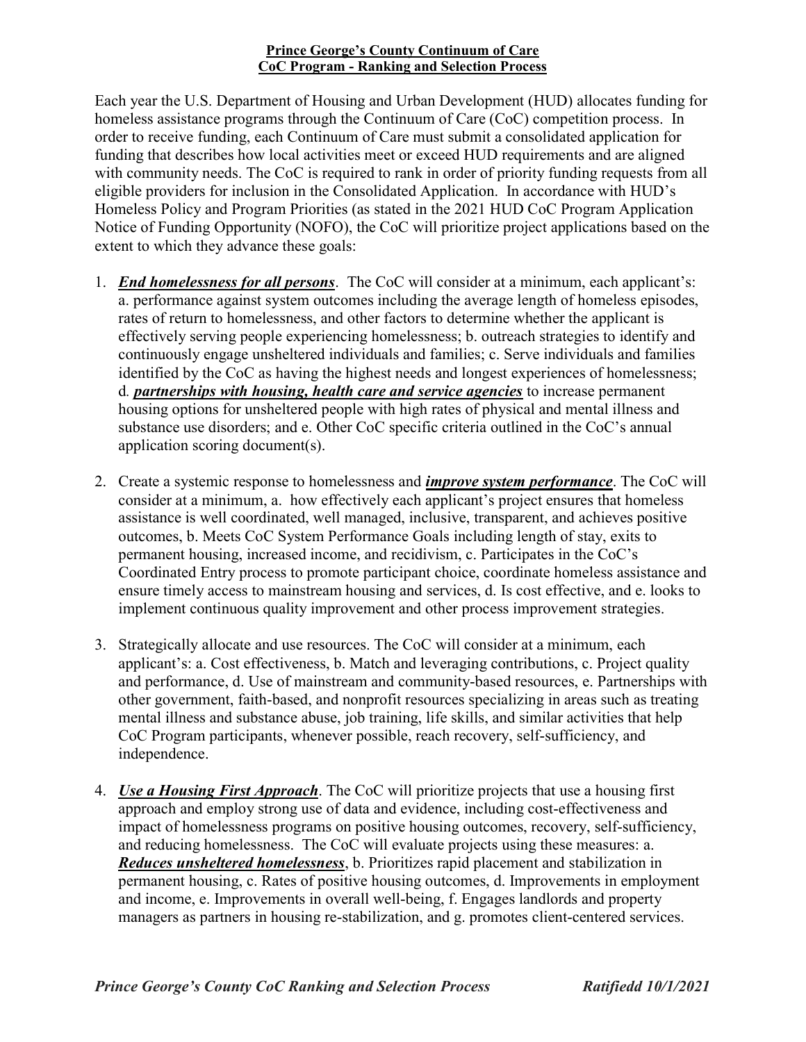**Prince George's County Continuum of Care**
**CoC Program - Ranking and Selection Process**

Each year the U.S. Department of Housing and Urban Development (HUD) allocates funding for homeless assistance programs through the Continuum of Care (CoC) competition process. In order to receive funding, each Continuum of Care must submit a consolidated application for funding that describes how local activities meet or exceed HUD requirements and are aligned with community needs. The CoC is required to rank in order of priority funding requests from all eligible providers for inclusion in the Consolidated Application. In accordance with HUD's Homeless Policy and Program Priorities (as stated in the 2021 HUD CoC Program Application Notice of Funding Opportunity (NOFO), the CoC will prioritize project applications based on the extent to which they advance these goals:

1. ***End homelessness for all persons***. The CoC will consider at a minimum, each applicant's: a. performance against system outcomes including the average length of homeless episodes, rates of return to homelessness, and other factors to determine whether the applicant is effectively serving people experiencing homelessness; b. outreach strategies to identify and continuously engage unsheltered individuals and families; c. Serve individuals and families identified by the CoC as having the highest needs and longest experiences of homelessness; d. ***partnerships with housing, health care and service agencies*** to increase permanent housing options for unsheltered people with high rates of physical and mental illness and substance use disorders; and e. Other CoC specific criteria outlined in the CoC's annual application scoring document(s).

2. Create a systemic response to homelessness and ***improve system performance***. The CoC will consider at a minimum, a. how effectively each applicant's project ensures that homeless assistance is well coordinated, well managed, inclusive, transparent, and achieves positive outcomes, b. Meets CoC System Performance Goals including length of stay, exits to permanent housing, increased income, and recidivism, c. Participates in the CoC's Coordinated Entry process to promote participant choice, coordinate homeless assistance and ensure timely access to mainstream housing and services, d. Is cost effective, and e. looks to implement continuous quality improvement and other process improvement strategies.

3. Strategically allocate and use resources. The CoC will consider at a minimum, each applicant's: a. Cost effectiveness, b. Match and leveraging contributions, c. Project quality and performance, d. Use of mainstream and community-based resources, e. Partnerships with other government, faith-based, and nonprofit resources specializing in areas such as treating mental illness and substance abuse, job training, life skills, and similar activities that help CoC Program participants, whenever possible, reach recovery, self-sufficiency, and independence.

4. ***Use a Housing First Approach***. The CoC will prioritize projects that use a housing first approach and employ strong use of data and evidence, including cost-effectiveness and impact of homelessness programs on positive housing outcomes, recovery, self-sufficiency, and reducing homelessness. The CoC will evaluate projects using these measures: a. ***Reduces unsheltered homelessness***, b. Prioritizes rapid placement and stabilization in permanent housing, c. Rates of positive housing outcomes, d. Improvements in employment and income, e. Improvements in overall well-being, f. Engages landlords and property managers as partners in housing re-stabilization, and g. promotes client-centered services.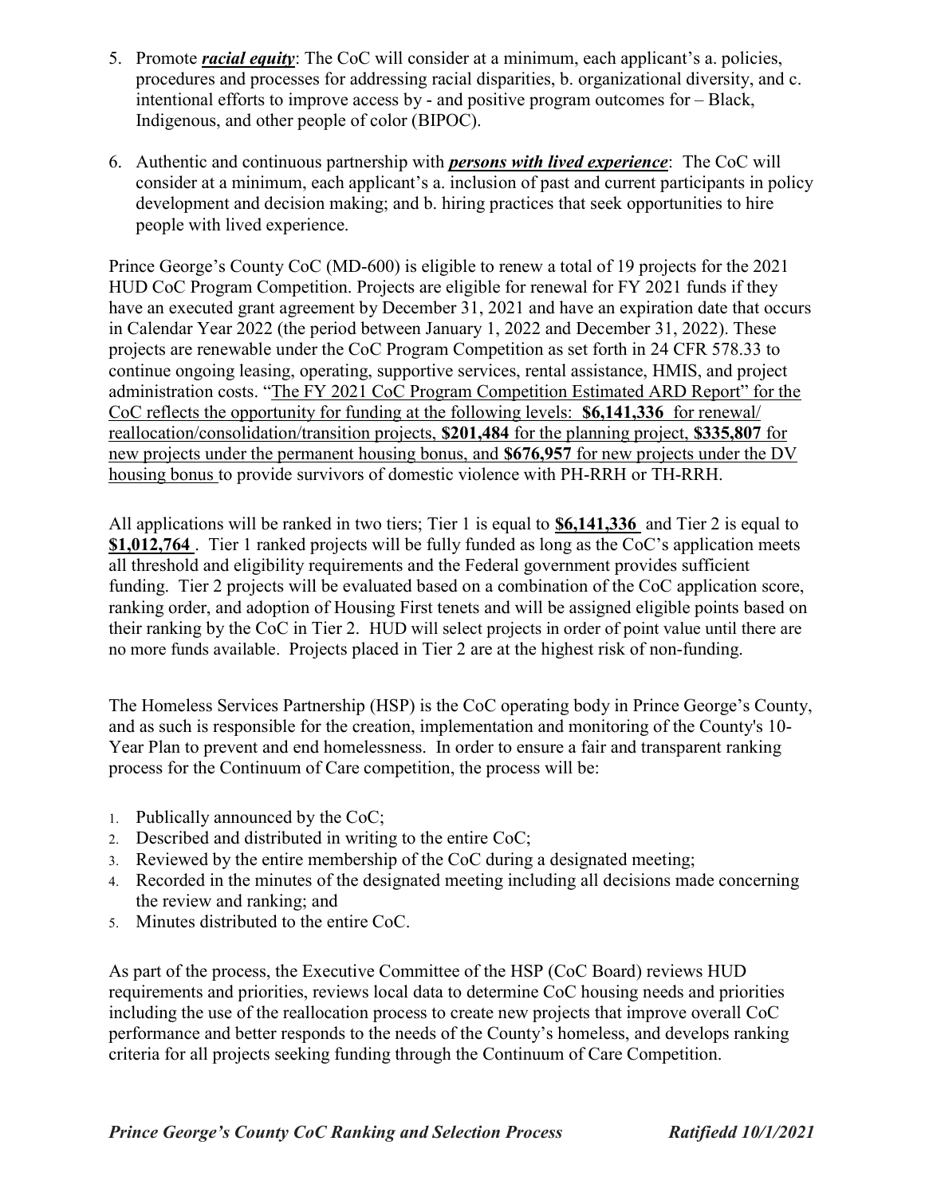5. Promote ***racial equity***: The CoC will consider at a minimum, each applicant's a. policies, procedures and processes for addressing racial disparities, b. organizational diversity, and c. intentional efforts to improve access by - and positive program outcomes for – Black, Indigenous, and other people of color (BIPOC).

6. Authentic and continuous partnership with ***persons with lived experience***: The CoC will consider at a minimum, each applicant's a. inclusion of past and current participants in policy development and decision making; and b. hiring practices that seek opportunities to hire people with lived experience.

Prince George's County CoC (MD-600) is eligible to renew a total of 19 projects for the 2021 HUD CoC Program Competition. Projects are eligible for renewal for FY 2021 funds if they have an executed grant agreement by December 31, 2021 and have an expiration date that occurs in Calendar Year 2022 (the period between January 1, 2022 and December 31, 2022). These projects are renewable under the CoC Program Competition as set forth in 24 CFR 578.33 to continue ongoing leasing, operating, supportive services, rental assistance, HMIS, and project administration costs. "The FY 2021 CoC Program Competition Estimated ARD Report" for the CoC reflects the opportunity for funding at the following levels: **$6,141,336** for renewal/ reallocation/consolidation/transition projects, **$201,484** for the planning project, **$335,807** for new projects under the permanent housing bonus, and **$676,957** for new projects under the DV housing bonus to provide survivors of domestic violence with PH-RRH or TH-RRH.

All applications will be ranked in two tiers; Tier 1 is equal to **$6,141,336** and Tier 2 is equal to **$1,012,764**. Tier 1 ranked projects will be fully funded as long as the CoC's application meets all threshold and eligibility requirements and the Federal government provides sufficient funding. Tier 2 projects will be evaluated based on a combination of the CoC application score, ranking order, and adoption of Housing First tenets and will be assigned eligible points based on their ranking by the CoC in Tier 2. HUD will select projects in order of point value until there are no more funds available. Projects placed in Tier 2 are at the highest risk of non-funding.

The Homeless Services Partnership (HSP) is the CoC operating body in Prince George's County, and as such is responsible for the creation, implementation and monitoring of the County's 10-Year Plan to prevent and end homelessness. In order to ensure a fair and transparent ranking process for the Continuum of Care competition, the process will be:

1. Publically announced by the CoC;
2. Described and distributed in writing to the entire CoC;
3. Reviewed by the entire membership of the CoC during a designated meeting;
4. Recorded in the minutes of the designated meeting including all decisions made concerning the review and ranking; and
5. Minutes distributed to the entire CoC.

As part of the process, the Executive Committee of the HSP (CoC Board) reviews HUD requirements and priorities, reviews local data to determine CoC housing needs and priorities including the use of the reallocation process to create new projects that improve overall CoC performance and better responds to the needs of the County's homeless, and develops ranking criteria for all projects seeking funding through the Continuum of Care Competition.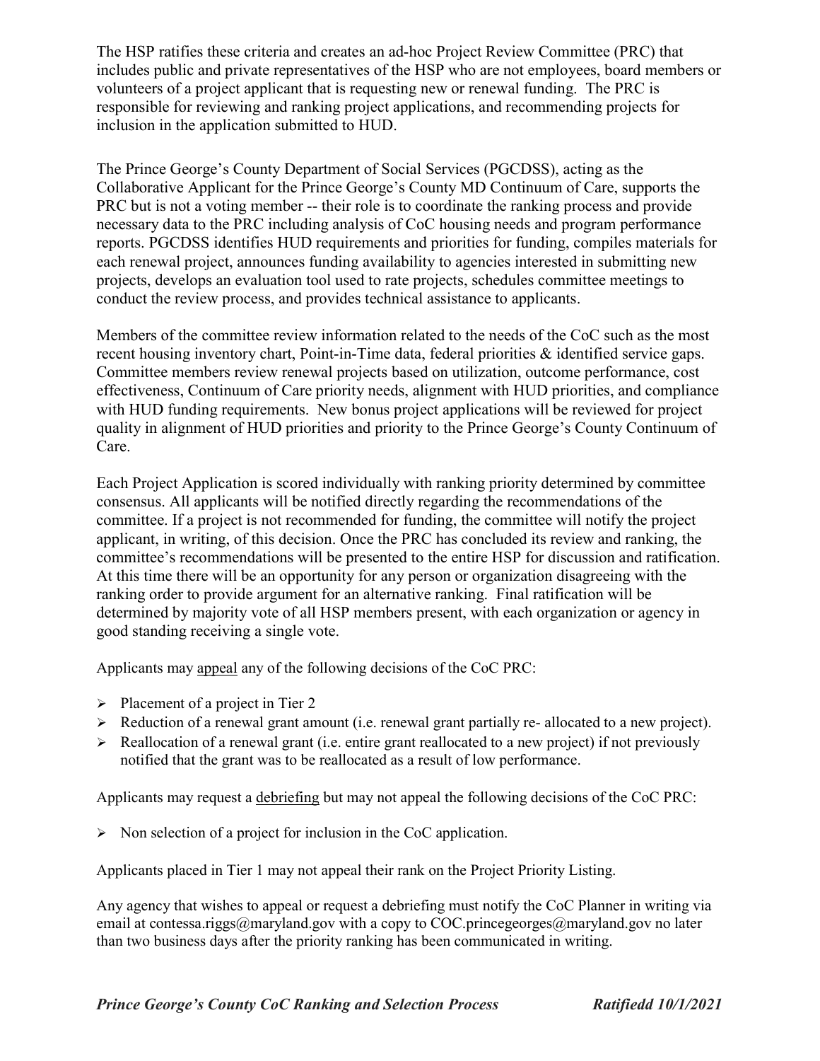The HSP ratifies these criteria and creates an ad-hoc Project Review Committee (PRC) that includes public and private representatives of the HSP who are not employees, board members or volunteers of a project applicant that is requesting new or renewal funding. The PRC is responsible for reviewing and ranking project applications, and recommending projects for inclusion in the application submitted to HUD.

The Prince George's County Department of Social Services (PGCDSS), acting as the Collaborative Applicant for the Prince George's County MD Continuum of Care, supports the PRC but is not a voting member -- their role is to coordinate the ranking process and provide necessary data to the PRC including analysis of CoC housing needs and program performance reports. PGCDSS identifies HUD requirements and priorities for funding, compiles materials for each renewal project, announces funding availability to agencies interested in submitting new projects, develops an evaluation tool used to rate projects, schedules committee meetings to conduct the review process, and provides technical assistance to applicants.

Members of the committee review information related to the needs of the CoC such as the most recent housing inventory chart, Point-in-Time data, federal priorities & identified service gaps. Committee members review renewal projects based on utilization, outcome performance, cost effectiveness, Continuum of Care priority needs, alignment with HUD priorities, and compliance with HUD funding requirements. New bonus project applications will be reviewed for project quality in alignment of HUD priorities and priority to the Prince George's County Continuum of Care.

Each Project Application is scored individually with ranking priority determined by committee consensus. All applicants will be notified directly regarding the recommendations of the committee. If a project is not recommended for funding, the committee will notify the project applicant, in writing, of this decision. Once the PRC has concluded its review and ranking, the committee's recommendations will be presented to the entire HSP for discussion and ratification. At this time there will be an opportunity for any person or organization disagreeing with the ranking order to provide argument for an alternative ranking. Final ratification will be determined by majority vote of all HSP members present, with each organization or agency in good standing receiving a single vote.

Applicants may appeal any of the following decisions of the CoC PRC:

- Placement of a project in Tier 2
- Reduction of a renewal grant amount (i.e. renewal grant partially re- allocated to a new project).
- Reallocation of a renewal grant (i.e. entire grant reallocated to a new project) if not previously notified that the grant was to be reallocated as a result of low performance.

Applicants may request a debriefing but may not appeal the following decisions of the CoC PRC:

- Non selection of a project for inclusion in the CoC application.

Applicants placed in Tier 1 may not appeal their rank on the Project Priority Listing.

Any agency that wishes to appeal or request a debriefing must notify the CoC Planner in writing via email at contessa.riggs@maryland.gov with a copy to COC.princegeorges@maryland.gov no later than two business days after the priority ranking has been communicated in writing.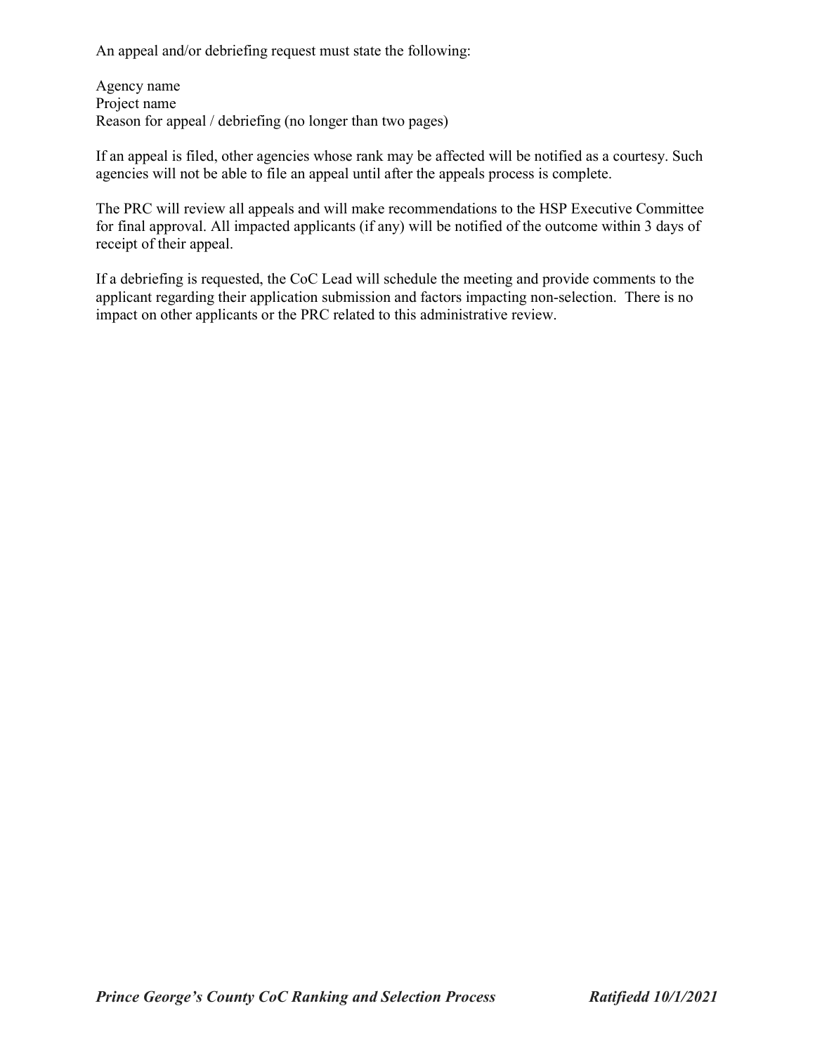An appeal and/or debriefing request must state the following:

Agency name
Project name
Reason for appeal / debriefing (no longer than two pages)

If an appeal is filed, other agencies whose rank may be affected will be notified as a courtesy. Such agencies will not be able to file an appeal until after the appeals process is complete.

The PRC will review all appeals and will make recommendations to the HSP Executive Committee for final approval. All impacted applicants (if any) will be notified of the outcome within 3 days of receipt of their appeal.

If a debriefing is requested, the CoC Lead will schedule the meeting and provide comments to the applicant regarding their application submission and factors impacting non-selection. There is no impact on other applicants or the PRC related to this administrative review.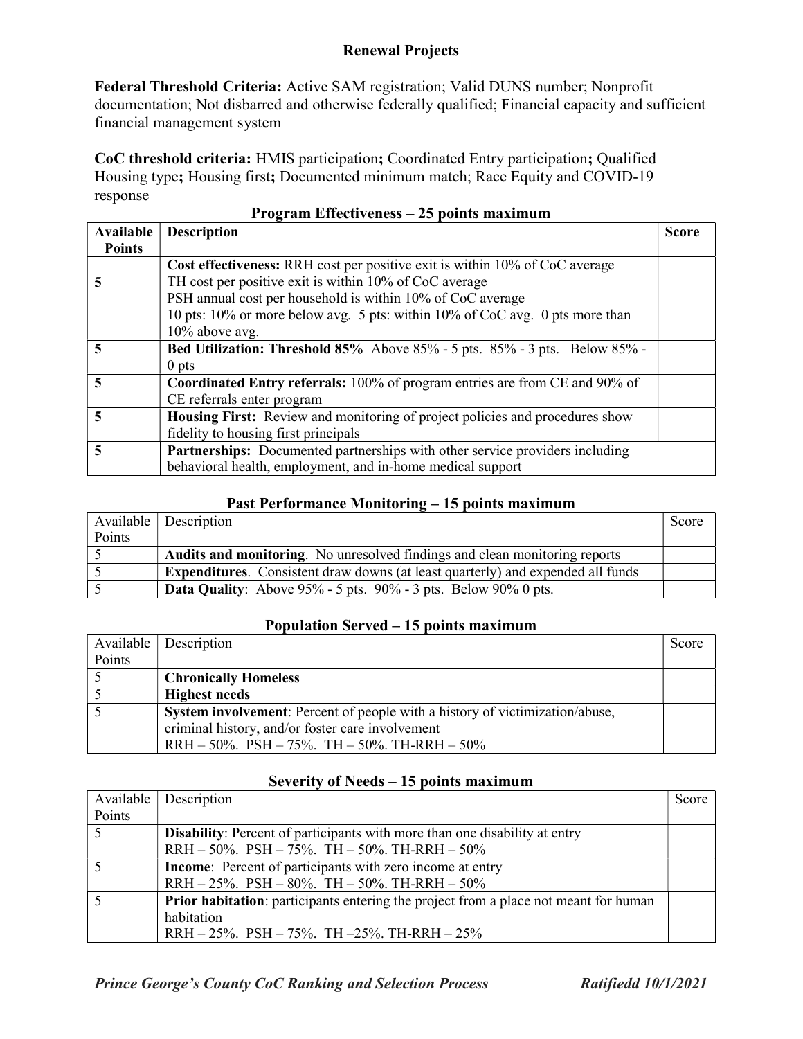## Renewal Projects

**Federal Threshold Criteria:** Active SAM registration; Valid DUNS number; Nonprofit documentation; Not disbarred and otherwise federally qualified; Financial capacity and sufficient financial management system

**CoC threshold criteria:** HMIS participation**;** Coordinated Entry participation**;** Qualified Housing type**;** Housing first**;** Documented minimum match; Race Equity and COVID-19 response

### Program Effectiveness – 25 points maximum

| Available Points | Description | Score |
|---|---|---|
| 5 | **Cost effectiveness:** RRH cost per positive exit is within 10% of CoC average<br>TH cost per positive exit is within 10% of CoC average<br>PSH annual cost per household is within 10% of CoC average<br>10 pts: 10% or more below avg. 5 pts: within 10% of CoC avg. 0 pts more than 10% above avg. | |
| 5 | **Bed Utilization: Threshold 85%** Above 85% - 5 pts. 85% - 3 pts. Below 85% - 0 pts | |
| 5 | **Coordinated Entry referrals:** 100% of program entries are from CE and 90% of CE referrals enter program | |
| 5 | **Housing First:** Review and monitoring of project policies and procedures show fidelity to housing first principals | |
| 5 | **Partnerships:** Documented partnerships with other service providers including behavioral health, employment, and in-home medical support | |

### Past Performance Monitoring – 15 points maximum

| Available Points | Description | Score |
|---|---|---|
| 5 | **Audits and monitoring**. No unresolved findings and clean monitoring reports | |
| 5 | **Expenditures**. Consistent draw downs (at least quarterly) and expended all funds | |
| 5 | **Data Quality**: Above 95% - 5 pts. 90% - 3 pts. Below 90% 0 pts. | |

### Population Served – 15 points maximum

| Available Points | Description | Score |
|---|---|---|
| 5 | **Chronically Homeless** | |
| 5 | **Highest needs** | |
| 5 | **System involvement**: Percent of people with a history of victimization/abuse, criminal history, and/or foster care involvement<br>RRH – 50%. PSH – 75%. TH – 50%. TH-RRH – 50% | |

### Severity of Needs – 15 points maximum

| Available Points | Description | Score |
|---|---|---|
| 5 | **Disability**: Percent of participants with more than one disability at entry<br>RRH – 50%. PSH – 75%. TH – 50%. TH-RRH – 50% | |
| 5 | **Income**: Percent of participants with zero income at entry<br>RRH – 25%. PSH – 80%. TH – 50%. TH-RRH – 50% | |
| 5 | **Prior habitation**: participants entering the project from a place not meant for human habitation<br>RRH – 25%. PSH – 75%. TH –25%. TH-RRH – 25% | |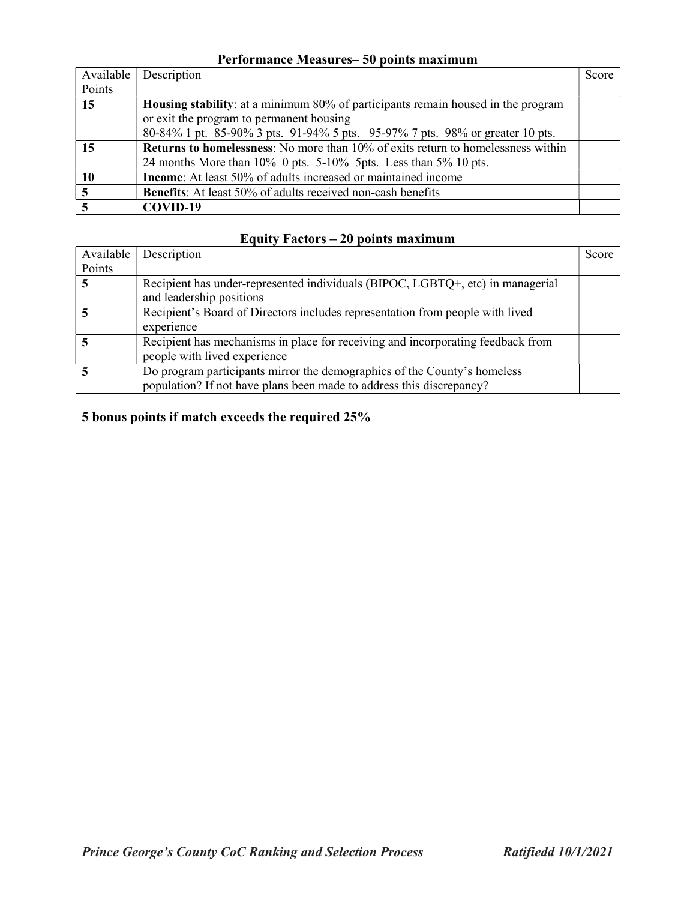## Performance Measures– 50 points maximum

| Available Points | Description | Score |
|---|---|---|
| **15** | **Housing stability**: at a minimum 80% of participants remain housed in the program or exit the program to permanent housing<br>80-84% 1 pt. 85-90% 3 pts. 91-94% 5 pts. 95-97% 7 pts. 98% or greater 10 pts. | |
| **15** | **Returns to homelessness**: No more than 10% of exits return to homelessness within 24 months More than 10% 0 pts. 5-10% 5pts. Less than 5% 10 pts. | |
| **10** | **Income**: At least 50% of adults increased or maintained income | |
| **5** | **Benefits**: At least 50% of adults received non-cash benefits | |
| **5** | **COVID-19** | |

## Equity Factors – 20 points maximum

| Available Points | Description | Score |
|---|---|---|
| **5** | Recipient has under-represented individuals (BIPOC, LGBTQ+, etc) in managerial and leadership positions | |
| **5** | Recipient's Board of Directors includes representation from people with lived experience | |
| **5** | Recipient has mechanisms in place for receiving and incorporating feedback from people with lived experience | |
| **5** | Do program participants mirror the demographics of the County's homeless population? If not have plans been made to address this discrepancy? | |

**5 bonus points if match exceeds the required 25%**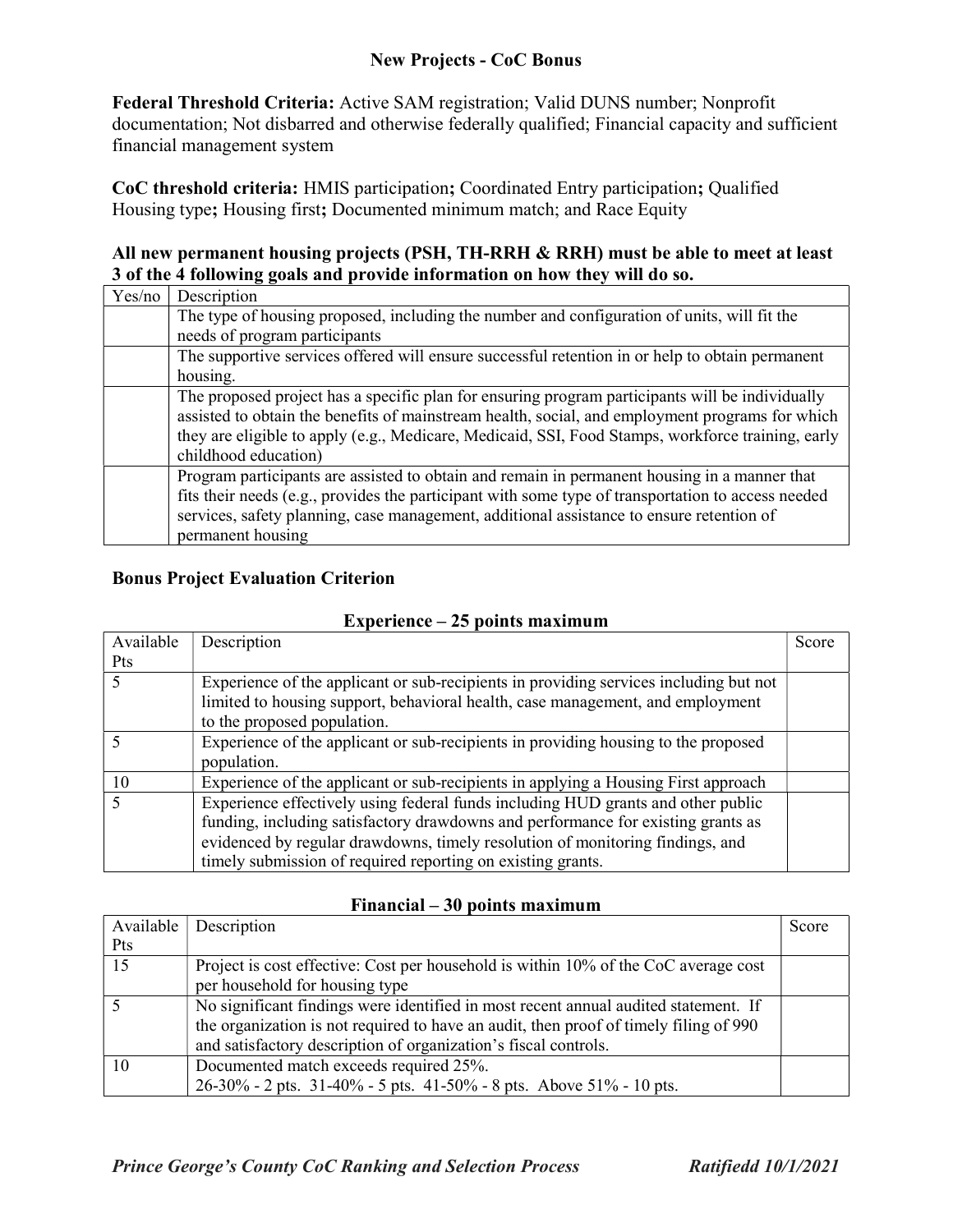## New Projects - CoC Bonus

**Federal Threshold Criteria:** Active SAM registration; Valid DUNS number; Nonprofit documentation; Not disbarred and otherwise federally qualified; Financial capacity and sufficient financial management system

**CoC threshold criteria:** HMIS participation**;** Coordinated Entry participation**;** Qualified Housing type**;** Housing first**;** Documented minimum match; and Race Equity

**All new permanent housing projects (PSH, TH-RRH & RRH) must be able to meet at least 3 of the 4 following goals and provide information on how they will do so.**

| Yes/no | Description |
|---|---|
| | The type of housing proposed, including the number and configuration of units, will fit the needs of program participants |
| | The supportive services offered will ensure successful retention in or help to obtain permanent housing. |
| | The proposed project has a specific plan for ensuring program participants will be individually assisted to obtain the benefits of mainstream health, social, and employment programs for which they are eligible to apply (e.g., Medicare, Medicaid, SSI, Food Stamps, workforce training, early childhood education) |
| | Program participants are assisted to obtain and remain in permanent housing in a manner that fits their needs (e.g., provides the participant with some type of transportation to access needed services, safety planning, case management, additional assistance to ensure retention of permanent housing |

### Bonus Project Evaluation Criterion

**Experience – 25 points maximum**

| Available Pts | Description | Score |
|---|---|---|
| 5 | Experience of the applicant or sub-recipients in providing services including but not limited to housing support, behavioral health, case management, and employment to the proposed population. | |
| 5 | Experience of the applicant or sub-recipients in providing housing to the proposed population. | |
| 10 | Experience of the applicant or sub-recipients in applying a Housing First approach | |
| 5 | Experience effectively using federal funds including HUD grants and other public funding, including satisfactory drawdowns and performance for existing grants as evidenced by regular drawdowns, timely resolution of monitoring findings, and timely submission of required reporting on existing grants. | |

**Financial – 30 points maximum**

| Available Pts | Description | Score |
|---|---|---|
| 15 | Project is cost effective: Cost per household is within 10% of the CoC average cost per household for housing type | |
| 5 | No significant findings were identified in most recent annual audited statement. If the organization is not required to have an audit, then proof of timely filing of 990 and satisfactory description of organization's fiscal controls. | |
| 10 | Documented match exceeds required 25%.<br>26-30% - 2 pts. 31-40% - 5 pts. 41-50% - 8 pts. Above 51% - 10 pts. | |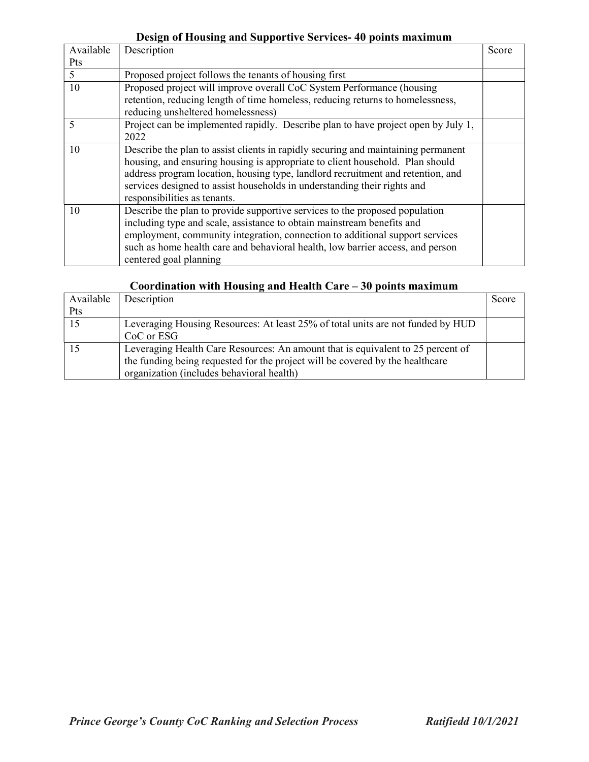### Design of Housing and Supportive Services- 40 points maximum

| Available Pts | Description | Score |
|---|---|---|
| 5 | Proposed project follows the tenants of housing first | |
| 10 | Proposed project will improve overall CoC System Performance (housing retention, reducing length of time homeless, reducing returns to homelessness, reducing unsheltered homelessness) | |
| 5 | Project can be implemented rapidly. Describe plan to have project open by July 1, 2022 | |
| 10 | Describe the plan to assist clients in rapidly securing and maintaining permanent housing, and ensuring housing is appropriate to client household. Plan should address program location, housing type, landlord recruitment and retention, and services designed to assist households in understanding their rights and responsibilities as tenants. | |
| 10 | Describe the plan to provide supportive services to the proposed population including type and scale, assistance to obtain mainstream benefits and employment, community integration, connection to additional support services such as home health care and behavioral health, low barrier access, and person centered goal planning | |

### Coordination with Housing and Health Care – 30 points maximum

| Available Pts | Description | Score |
|---|---|---|
| 15 | Leveraging Housing Resources: At least 25% of total units are not funded by HUD CoC or ESG | |
| 15 | Leveraging Health Care Resources: An amount that is equivalent to 25 percent of the funding being requested for the project will be covered by the healthcare organization (includes behavioral health) | |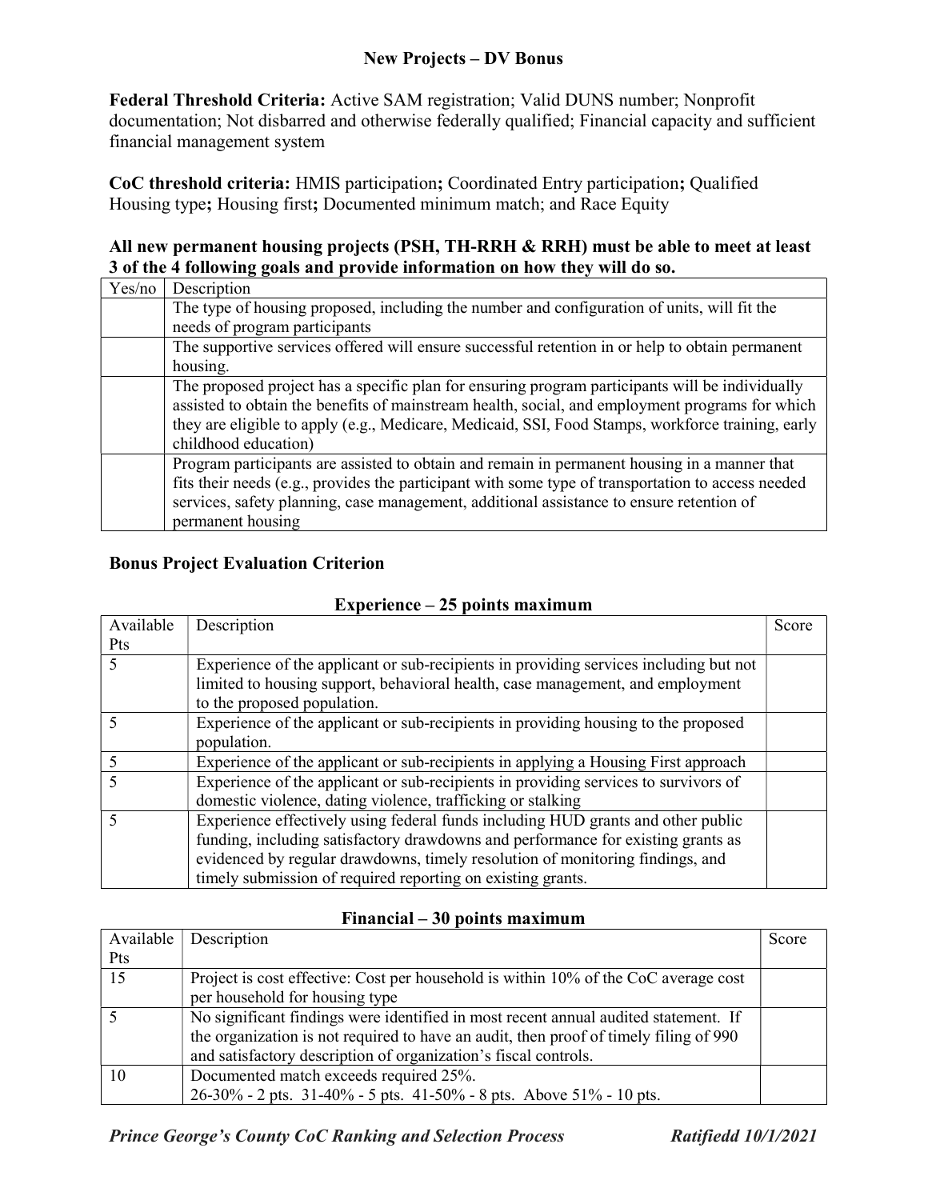## New Projects – DV Bonus

**Federal Threshold Criteria:** Active SAM registration; Valid DUNS number; Nonprofit documentation; Not disbarred and otherwise federally qualified; Financial capacity and sufficient financial management system

**CoC threshold criteria:** HMIS participation**;** Coordinated Entry participation**;** Qualified Housing type**;** Housing first**;** Documented minimum match; and Race Equity

**All new permanent housing projects (PSH, TH-RRH & RRH) must be able to meet at least 3 of the 4 following goals and provide information on how they will do so.**

| Yes/no | Description |
|---|---|
| | The type of housing proposed, including the number and configuration of units, will fit the needs of program participants |
| | The supportive services offered will ensure successful retention in or help to obtain permanent housing. |
| | The proposed project has a specific plan for ensuring program participants will be individually assisted to obtain the benefits of mainstream health, social, and employment programs for which they are eligible to apply (e.g., Medicare, Medicaid, SSI, Food Stamps, workforce training, early childhood education) |
| | Program participants are assisted to obtain and remain in permanent housing in a manner that fits their needs (e.g., provides the participant with some type of transportation to access needed services, safety planning, case management, additional assistance to ensure retention of permanent housing |

### Bonus Project Evaluation Criterion

**Experience – 25 points maximum**

| Available Pts | Description | Score |
|---|---|---|
| 5 | Experience of the applicant or sub-recipients in providing services including but not limited to housing support, behavioral health, case management, and employment to the proposed population. | |
| 5 | Experience of the applicant or sub-recipients in providing housing to the proposed population. | |
| 5 | Experience of the applicant or sub-recipients in applying a Housing First approach | |
| 5 | Experience of the applicant or sub-recipients in providing services to survivors of domestic violence, dating violence, trafficking or stalking | |
| 5 | Experience effectively using federal funds including HUD grants and other public funding, including satisfactory drawdowns and performance for existing grants as evidenced by regular drawdowns, timely resolution of monitoring findings, and timely submission of required reporting on existing grants. | |

**Financial – 30 points maximum**

| Available Pts | Description | Score |
|---|---|---|
| 15 | Project is cost effective: Cost per household is within 10% of the CoC average cost per household for housing type | |
| 5 | No significant findings were identified in most recent annual audited statement. If the organization is not required to have an audit, then proof of timely filing of 990 and satisfactory description of organization's fiscal controls. | |
| 10 | Documented match exceeds required 25%.<br>26-30% - 2 pts. 31-40% - 5 pts. 41-50% - 8 pts. Above 51% - 10 pts. | |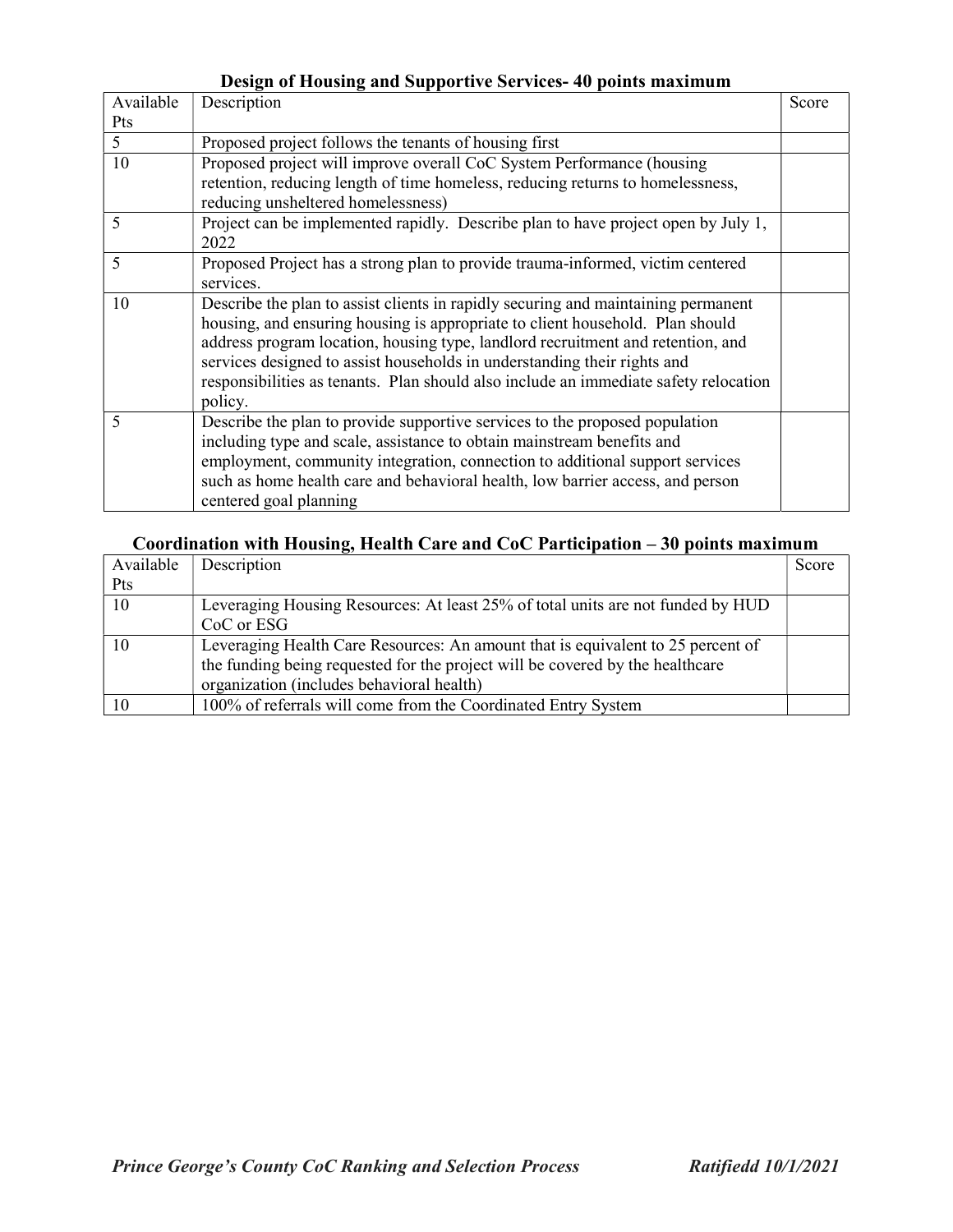## Design of Housing and Supportive Services- 40 points maximum

| Available Pts | Description | Score |
|---|---|---|
| 5 | Proposed project follows the tenants of housing first | |
| 10 | Proposed project will improve overall CoC System Performance (housing retention, reducing length of time homeless, reducing returns to homelessness, reducing unsheltered homelessness) | |
| 5 | Project can be implemented rapidly. Describe plan to have project open by July 1, 2022 | |
| 5 | Proposed Project has a strong plan to provide trauma-informed, victim centered services. | |
| 10 | Describe the plan to assist clients in rapidly securing and maintaining permanent housing, and ensuring housing is appropriate to client household. Plan should address program location, housing type, landlord recruitment and retention, and services designed to assist households in understanding their rights and responsibilities as tenants. Plan should also include an immediate safety relocation policy. | |
| 5 | Describe the plan to provide supportive services to the proposed population including type and scale, assistance to obtain mainstream benefits and employment, community integration, connection to additional support services such as home health care and behavioral health, low barrier access, and person centered goal planning | |

## Coordination with Housing, Health Care and CoC Participation – 30 points maximum

| Available Pts | Description | Score |
|---|---|---|
| 10 | Leveraging Housing Resources: At least 25% of total units are not funded by HUD CoC or ESG | |
| 10 | Leveraging Health Care Resources: An amount that is equivalent to 25 percent of the funding being requested for the project will be covered by the healthcare organization (includes behavioral health) | |
| 10 | 100% of referrals will come from the Coordinated Entry System | |